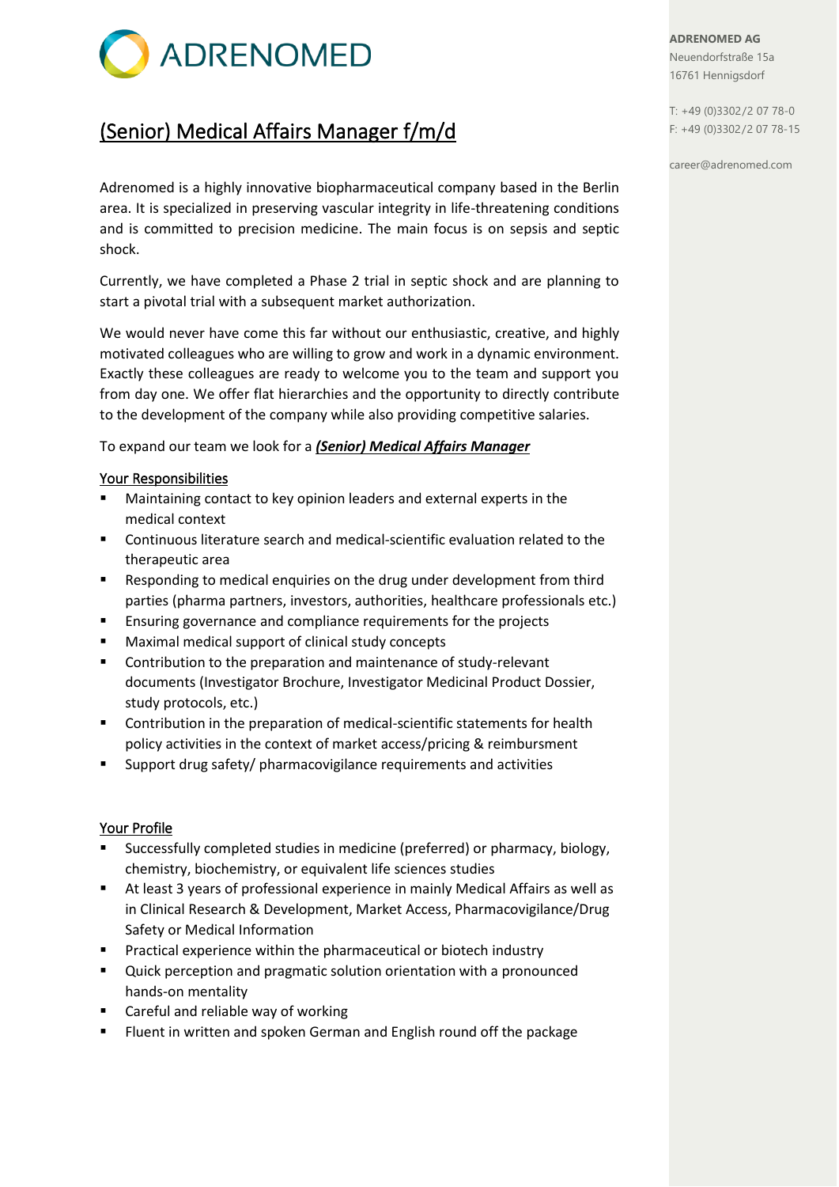# ADRENOMED

**ADRENOMED AG**
Neuendorfstraße 15a
16761 Hennigsdorf

T: +49 (0)3302/2 07 78-0
F: +49 (0)3302/2 07 78-15

career@adrenomed.com

## (Senior) Medical Affairs Manager f/m/d

Adrenomed is a highly innovative biopharmaceutical company based in the Berlin area. It is specialized in preserving vascular integrity in life-threatening conditions and is committed to precision medicine. The main focus is on sepsis and septic shock.

Currently, we have completed a Phase 2 trial in septic shock and are planning to start a pivotal trial with a subsequent market authorization.

We would never have come this far without our enthusiastic, creative, and highly motivated colleagues who are willing to grow and work in a dynamic environment. Exactly these colleagues are ready to welcome you to the team and support you from day one. We offer flat hierarchies and the opportunity to directly contribute to the development of the company while also providing competitive salaries.

To expand our team we look for a ***(Senior) Medical Affairs Manager***

### Your Responsibilities

- Maintaining contact to key opinion leaders and external experts in the medical context
- Continuous literature search and medical-scientific evaluation related to the therapeutic area
- Responding to medical enquiries on the drug under development from third parties (pharma partners, investors, authorities, healthcare professionals etc.)
- Ensuring governance and compliance requirements for the projects
- Maximal medical support of clinical study concepts
- Contribution to the preparation and maintenance of study-relevant documents (Investigator Brochure, Investigator Medicinal Product Dossier, study protocols, etc.)
- Contribution in the preparation of medical-scientific statements for health policy activities in the context of market access/pricing & reimbursment
- Support drug safety/ pharmacovigilance requirements and activities

### Your Profile

- Successfully completed studies in medicine (preferred) or pharmacy, biology, chemistry, biochemistry, or equivalent life sciences studies
- At least 3 years of professional experience in mainly Medical Affairs as well as in Clinical Research & Development, Market Access, Pharmacovigilance/Drug Safety or Medical Information
- Practical experience within the pharmaceutical or biotech industry
- Quick perception and pragmatic solution orientation with a pronounced hands-on mentality
- Careful and reliable way of working
- Fluent in written and spoken German and English round off the package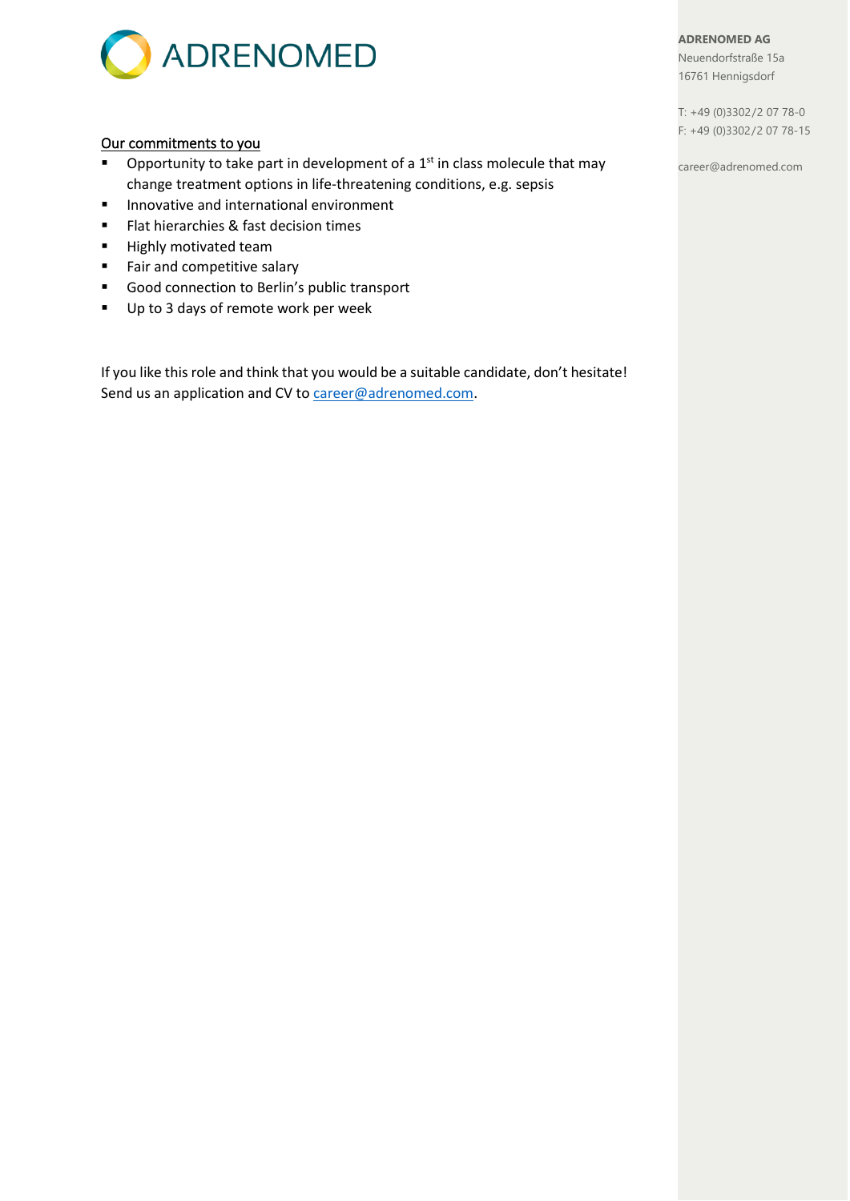ADRENOMED

**ADRENOMED AG**
Neuendorfstraße 15a
16761 Hennigsdorf

T: +49 (0)3302/2 07 78-0
F: +49 (0)3302/2 07 78-15

career@adrenomed.com

Our commitments to you

- Opportunity to take part in development of a 1st in class molecule that may change treatment options in life-threatening conditions, e.g. sepsis
- Innovative and international environment
- Flat hierarchies & fast decision times
- Highly motivated team
- Fair and competitive salary
- Good connection to Berlin's public transport
- Up to 3 days of remote work per week

If you like this role and think that you would be a suitable candidate, don't hesitate! Send us an application and CV to career@adrenomed.com.